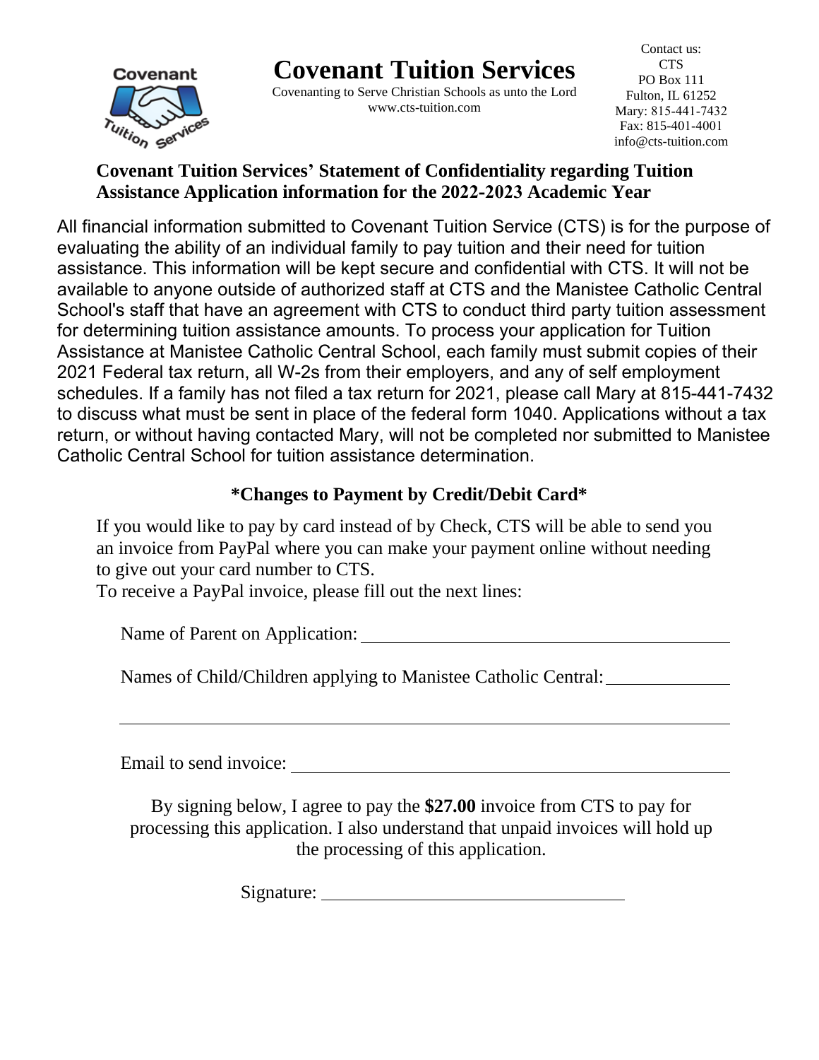# Covenant Tuition Services

Covenanting to Serve Christian Schools as unto the Lord
www.cts-tuition.com

Contact us:
CTS
PO Box 111
Fulton, IL 61252
Mary: 815-441-7432
Fax: 815-401-4001
info@cts-tuition.com

## Covenant Tuition Services' Statement of Confidentiality regarding Tuition Assistance Application information for the 2022-2023 Academic Year

All financial information submitted to Covenant Tuition Service (CTS) is for the purpose of evaluating the ability of an individual family to pay tuition and their need for tuition assistance. This information will be kept secure and confidential with CTS. It will not be available to anyone outside of authorized staff at CTS and the Manistee Catholic Central School's staff that have an agreement with CTS to conduct third party tuition assessment for determining tuition assistance amounts. To process your application for Tuition Assistance at Manistee Catholic Central School, each family must submit copies of their 2021 Federal tax return, all W-2s from their employers, and any of self employment schedules. If a family has not filed a tax return for 2021, please call Mary at 815-441-7432 to discuss what must be sent in place of the federal form 1040. Applications without a tax return, or without having contacted Mary, will not be completed nor submitted to Manistee Catholic Central School for tuition assistance determination.

## *Changes to Payment by Credit/Debit Card*

If you would like to pay by card instead of by Check, CTS will be able to send you an invoice from PayPal where you can make your payment online without needing to give out your card number to CTS.
To receive a PayPal invoice, please fill out the next lines:

Name of Parent on Application: ________________________________________

Names of Child/Children applying to Manistee Catholic Central: ____________

________________________________________________________________

Email to send invoice: ____________________________________________

By signing below, I agree to pay the **$27.00** invoice from CTS to pay for processing this application. I also understand that unpaid invoices will hold up the processing of this application.

Signature: ________________________________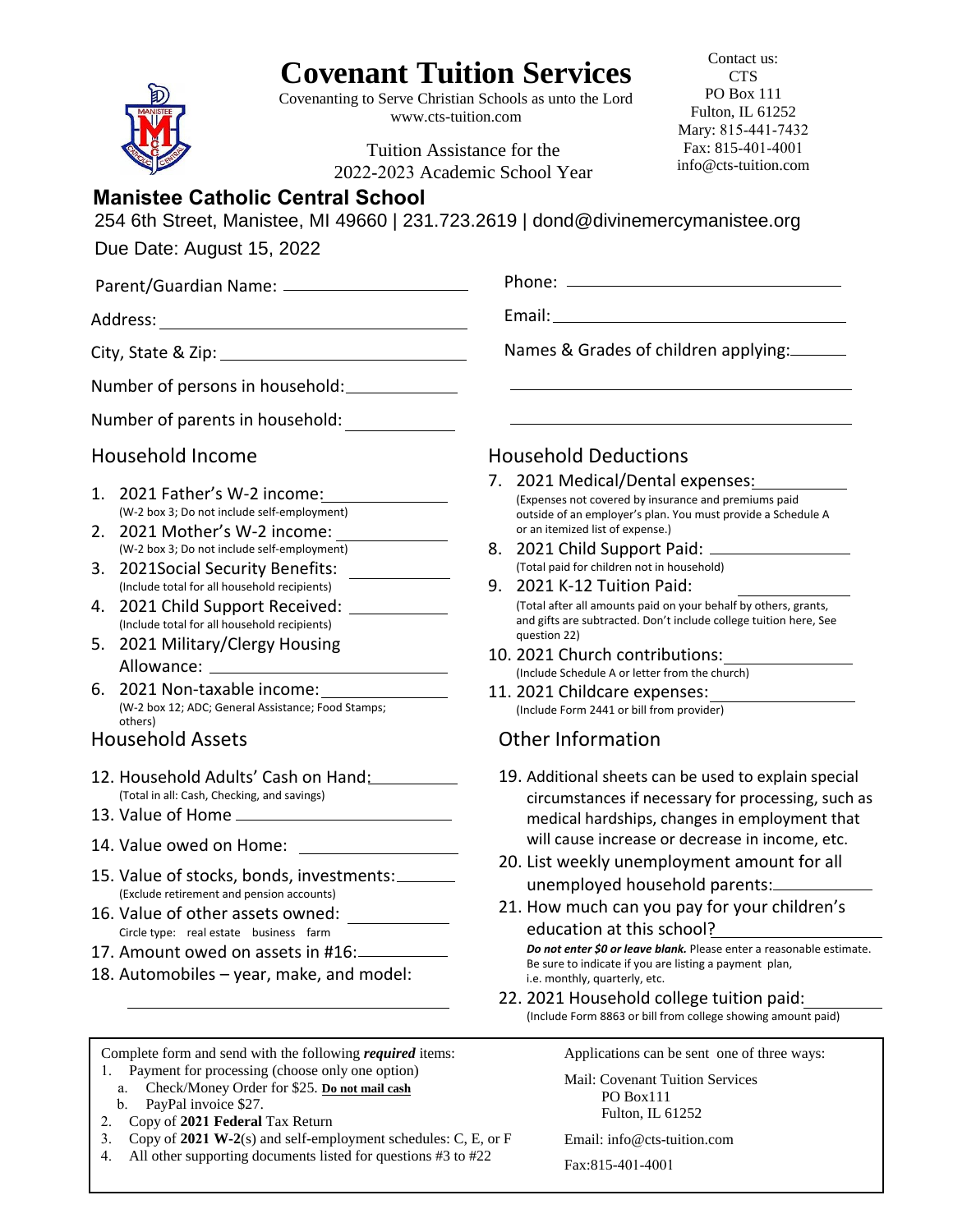# Covenant Tuition Services

Covenanting to Serve Christian Schools as unto the Lord
www.cts-tuition.com

Tuition Assistance for the
2022-2023 Academic School Year

Contact us:
CTS
PO Box 111
Fulton, IL 61252
Mary: 815-441-7432
Fax: 815-401-4001
info@cts-tuition.com

## Manistee Catholic Central School

254 6th Street, Manistee, MI 49660 | 231.723.2619 | dond@divinemercymanistee.org

Due Date: August 15, 2022

Parent/Guardian Name: ____________________

Address: ____________________

City, State & Zip: ____________________

Number of persons in household: __________

Number of parents in household: __________

Phone: ____________________

Email: ____________________

Names & Grades of children applying: ________

____________________

____________________

### Household Income

1. 2021 Father's W-2 income: __________
   (W-2 box 3; Do not include self-employment)
2. 2021 Mother's W-2 income: __________
   (W-2 box 3; Do not include self-employment)
3. 2021Social Security Benefits: __________
   (Include total for all household recipients)
4. 2021 Child Support Received: __________
   (Include total for all household recipients)
5. 2021 Military/Clergy Housing Allowance: __________
6. 2021 Non-taxable income: __________
   (W-2 box 12; ADC; General Assistance; Food Stamps; others)

### Household Assets

12. Household Adults' Cash on Hand: __________
    (Total in all: Cash, Checking, and savings)
13. Value of Home __________
14. Value owed on Home: __________
15. Value of stocks, bonds, investments: __________
    (Exclude retirement and pension accounts)
16. Value of other assets owned: __________
    Circle type: real estate business farm
17. Amount owed on assets in #16: __________
18. Automobiles – year, make, and model:

    ____________________

### Household Deductions

7. 2021 Medical/Dental expenses: __________
   (Expenses not covered by insurance and premiums paid outside of an employer's plan. You must provide a Schedule A or an itemized list of expense.)
8. 2021 Child Support Paid: __________
   (Total paid for children not in household)
9. 2021 K-12 Tuition Paid: __________
   (Total after all amounts paid on your behalf by others, grants, and gifts are subtracted. Don't include college tuition here, See question 22)
10. 2021 Church contributions: __________
    (Include Schedule A or letter from the church)
11. 2021 Childcare expenses: __________
    (Include Form 2441 or bill from provider)

### Other Information

19. Additional sheets can be used to explain special circumstances if necessary for processing, such as medical hardships, changes in employment that will cause increase or decrease in income, etc.
20. List weekly unemployment amount for all unemployed household parents: __________
21. How much can you pay for your children's education at this school? __________
    ***Do not enter $0 or leave blank.*** Please enter a reasonable estimate. Be sure to indicate if you are listing a payment plan, i.e. monthly, quarterly, etc.
22. 2021 Household college tuition paid: __________
    (Include Form 8863 or bill from college showing amount paid)

---

Complete form and send with the following ***required*** items:

1. Payment for processing (choose only one option)
   a. Check/Money Order for $25. **Do not mail cash**
   b. PayPal invoice $27.
2. Copy of **2021 Federal** Tax Return
3. Copy of **2021 W-2**(s) and self-employment schedules: C, E, or F
4. All other supporting documents listed for questions #3 to #22

Applications can be sent one of three ways:

Mail: Covenant Tuition Services
PO Box111
Fulton, IL 61252

Email: info@cts-tuition.com

Fax:815-401-4001